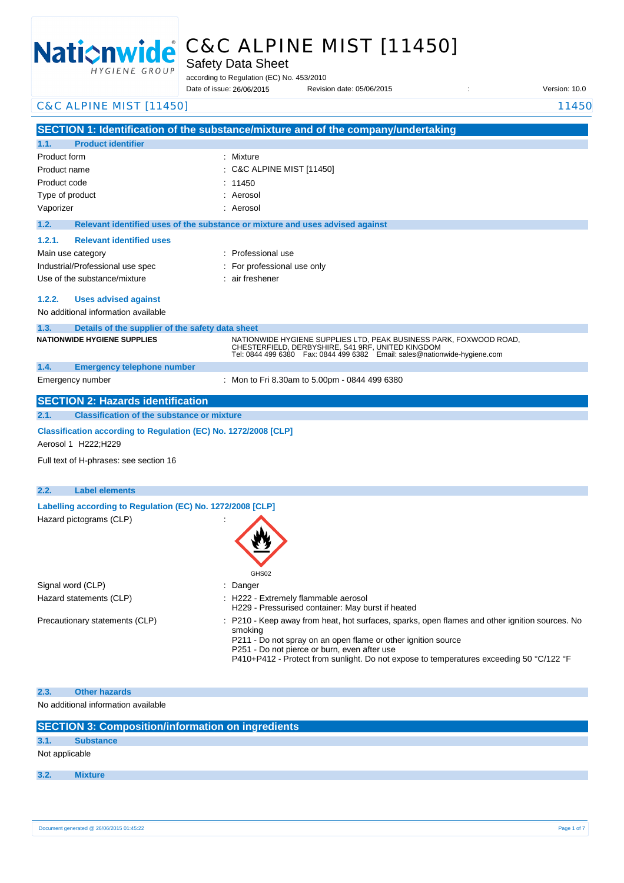# C&C ALPINE MIST [11450]

Safety Data Sheet

according to Regulation (EC) No. 453/2010

Date of issue: 26/06/2015 Revision date: 05/06/2015 : Version: 10.0

## SECTION 1: Identification of the substance/mixture and of the company/undertaking

### 1.1. Product identifier

| | |
|---|---|
| Product form | : Mixture |
| Product name | : C&C ALPINE MIST [11450] |
| Product code | : 11450 |
| Type of product | : Aerosol |
| Vaporizer | : Aerosol |

### 1.2. Relevant identified uses of the substance or mixture and uses advised against

#### 1.2.1. Relevant identified uses

| | |
|---|---|
| Main use category | : Professional use |
| Industrial/Professional use spec | : For professional use only |
| Use of the substance/mixture | : air freshener |

#### 1.2.2. Uses advised against

No additional information available

### 1.3. Details of the supplier of the safety data sheet

**NATIONWIDE HYGIENE SUPPLIES**

NATIONWIDE HYGIENE SUPPLIES LTD, PEAK BUSINESS PARK, FOXWOOD ROAD, CHESTERFIELD, DERBYSHIRE, S41 9RF, UNITED KINGDOM
Tel: 0844 499 6380 Fax: 0844 499 6382 Email: sales@nationwide-hygiene.com

### 1.4. Emergency telephone number

| | |
|---|---|
| Emergency number | : Mon to Fri 8.30am to 5.00pm - 0844 499 6380 |

## SECTION 2: Hazards identification

### 2.1. Classification of the substance or mixture

**Classification according to Regulation (EC) No. 1272/2008 [CLP]**

Aerosol 1 H222;H229

Full text of H-phrases: see section 16

### 2.2. Label elements

**Labelling according to Regulation (EC) No. 1272/2008 [CLP]**

Hazard pictograms (CLP) :

GHS02

Signal word (CLP) : Danger

Hazard statements (CLP) :
- H222 - Extremely flammable aerosol
- H229 - Pressurised container: May burst if heated

Precautionary statements (CLP) :
- P210 - Keep away from heat, hot surfaces, sparks, open flames and other ignition sources. No smoking
- P211 - Do not spray on an open flame or other ignition source
- P251 - Do not pierce or burn, even after use
- P410+P412 - Protect from sunlight. Do not expose to temperatures exceeding 50 °C/122 °F

### 2.3. Other hazards

No additional information available

## SECTION 3: Composition/information on ingredients

### 3.1. Substance

Not applicable

### 3.2. Mixture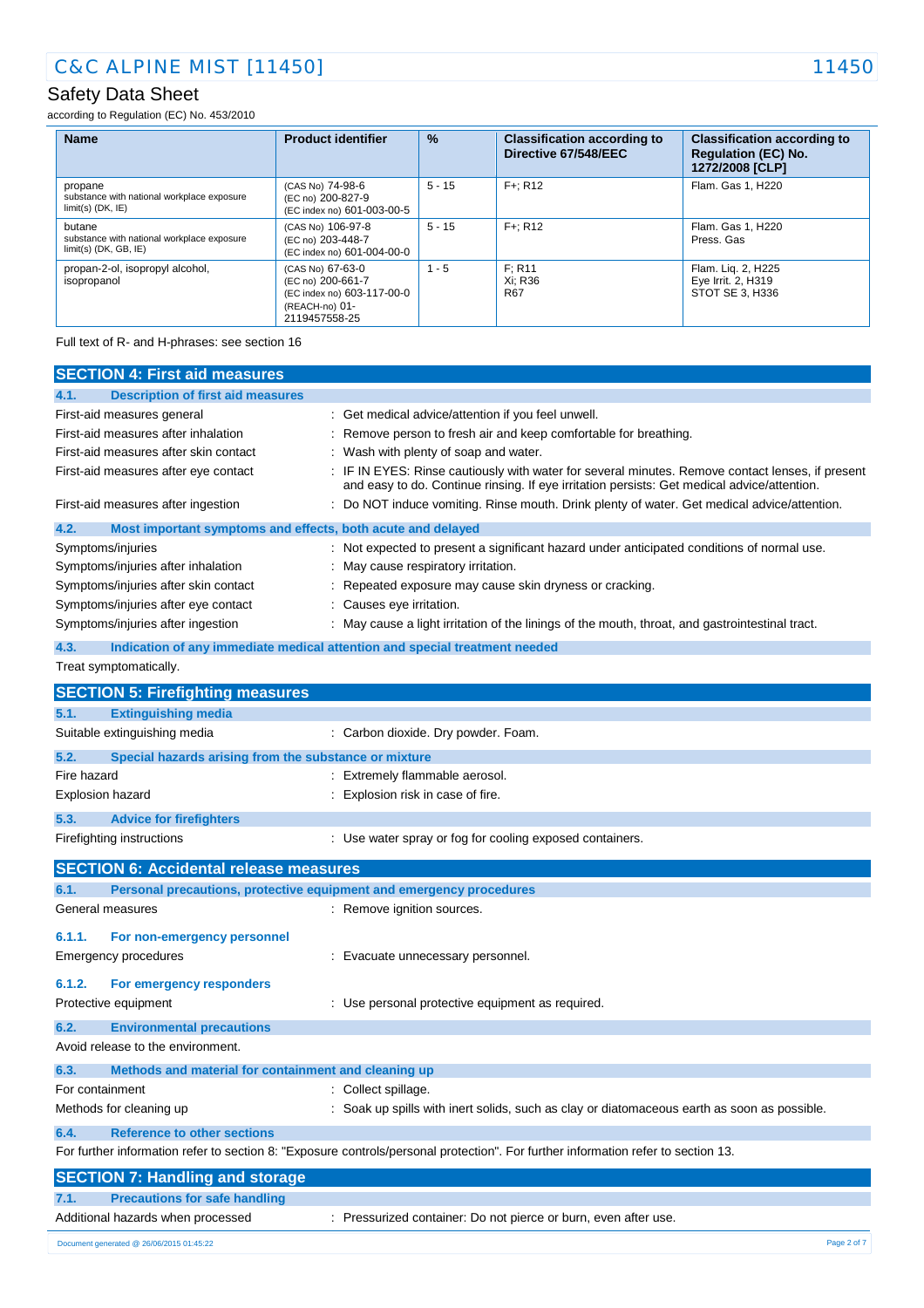| Name | Product identifier | % | Classification according to Directive 67/548/EEC | Classification according to Regulation (EC) No. 1272/2008 [CLP] |
|---|---|---|---|---|
| propane<br>substance with national workplace exposure limit(s) (DK, IE) | (CAS No) 74-98-6<br>(EC no) 200-827-9<br>(EC index no) 601-003-00-5 | 5 - 15 | F+; R12 | Flam. Gas 1, H220 |
| butane<br>substance with national workplace exposure limit(s) (DK, GB, IE) | (CAS No) 106-97-8<br>(EC no) 203-448-7<br>(EC index no) 601-004-00-0 | 5 - 15 | F+; R12 | Flam. Gas 1, H220<br>Press. Gas |
| propan-2-ol, isopropyl alcohol, isopropanol | (CAS No) 67-63-0<br>(EC no) 200-661-7<br>(EC index no) 603-117-00-0<br>(REACH-no) 01-2119457558-25 | 1 - 5 | F; R11<br>Xi; R36<br>R67 | Flam. Liq. 2, H225<br>Eye Irrit. 2, H319<br>STOT SE 3, H336 |

Full text of R- and H-phrases: see section 16

## SECTION 4: First aid measures

### 4.1. Description of first aid measures

First-aid measures general : Get medical advice/attention if you feel unwell.

First-aid measures after inhalation : Remove person to fresh air and keep comfortable for breathing.

First-aid measures after skin contact : Wash with plenty of soap and water.

First-aid measures after eye contact : IF IN EYES: Rinse cautiously with water for several minutes. Remove contact lenses, if present and easy to do. Continue rinsing. If eye irritation persists: Get medical advice/attention.

First-aid measures after ingestion : Do NOT induce vomiting. Rinse mouth. Drink plenty of water. Get medical advice/attention.

### 4.2. Most important symptoms and effects, both acute and delayed

Symptoms/injuries : Not expected to present a significant hazard under anticipated conditions of normal use.

Symptoms/injuries after inhalation : May cause respiratory irritation.

Symptoms/injuries after skin contact : Repeated exposure may cause skin dryness or cracking.

Symptoms/injuries after eye contact : Causes eye irritation.

Symptoms/injuries after ingestion : May cause a light irritation of the linings of the mouth, throat, and gastrointestinal tract.

### 4.3. Indication of any immediate medical attention and special treatment needed

Treat symptomatically.

## SECTION 5: Firefighting measures

### 5.1. Extinguishing media

Suitable extinguishing media : Carbon dioxide. Dry powder. Foam.

### 5.2. Special hazards arising from the substance or mixture

Fire hazard : Extremely flammable aerosol.

Explosion hazard : Explosion risk in case of fire.

### 5.3. Advice for firefighters

Firefighting instructions : Use water spray or fog for cooling exposed containers.

## SECTION 6: Accidental release measures

### 6.1. Personal precautions, protective equipment and emergency procedures

General measures : Remove ignition sources.

#### 6.1.1. For non-emergency personnel

Emergency procedures : Evacuate unnecessary personnel.

#### 6.1.2. For emergency responders

Protective equipment : Use personal protective equipment as required.

### 6.2. Environmental precautions

Avoid release to the environment.

### 6.3. Methods and material for containment and cleaning up

For containment : Collect spillage.

Methods for cleaning up : Soak up spills with inert solids, such as clay or diatomaceous earth as soon as possible.

### 6.4. Reference to other sections

For further information refer to section 8: "Exposure controls/personal protection". For further information refer to section 13.

## SECTION 7: Handling and storage

### 7.1. Precautions for safe handling

Additional hazards when processed : Pressurized container: Do not pierce or burn, even after use.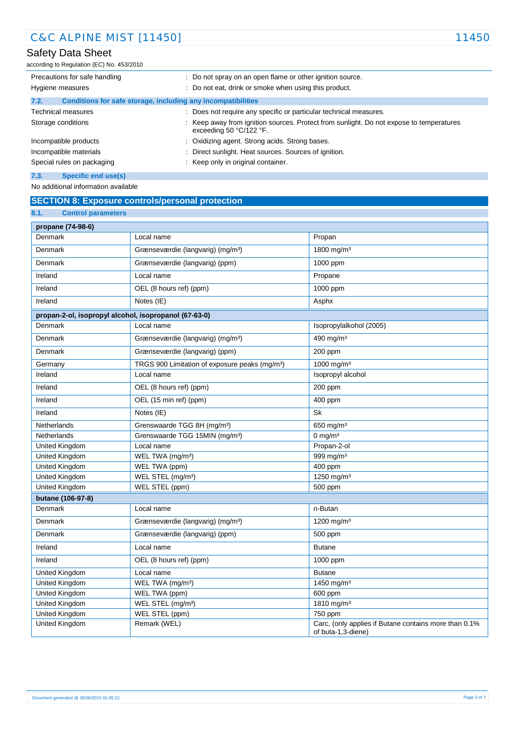| | |
|---|---|
| Precautions for safe handling | : Do not spray on an open flame or other ignition source. |
| Hygiene measures | : Do not eat, drink or smoke when using this product. |

### 7.2. Conditions for safe storage, including any incompatibilities

| | |
|---|---|
| Technical measures | : Does not require any specific or particular technical measures. |
| Storage conditions | : Keep away from ignition sources. Protect from sunlight. Do not expose to temperatures exceeding 50 °C/122 °F. |
| Incompatible products | : Oxidizing agent. Strong acids. Strong bases. |
| Incompatible materials | : Direct sunlight. Heat sources. Sources of ignition. |
| Special rules on packaging | : Keep only in original container. |

### 7.3. Specific end use(s)

No additional information available

## SECTION 8: Exposure controls/personal protection

### 8.1. Control parameters

| propane (74-98-6) | | |
|---|---|---|
| Denmark | Local name | Propan |
| Denmark | Grænseværdie (langvarig) (mg/m³) | 1800 mg/m³ |
| Denmark | Grænseværdie (langvarig) (ppm) | 1000 ppm |
| Ireland | Local name | Propane |
| Ireland | OEL (8 hours ref) (ppm) | 1000 ppm |
| Ireland | Notes (IE) | Asphx |
| **propan-2-ol, isopropyl alcohol, isopropanol (67-63-0)** | | |
| Denmark | Local name | Isopropylalkohol (2005) |
| Denmark | Grænseværdie (langvarig) (mg/m³) | 490 mg/m³ |
| Denmark | Grænseværdie (langvarig) (ppm) | 200 ppm |
| Germany | TRGS 900 Limitation of exposure peaks (mg/m³) | 1000 mg/m³ |
| Ireland | Local name | Isopropyl alcohol |
| Ireland | OEL (8 hours ref) (ppm) | 200 ppm |
| Ireland | OEL (15 min ref) (ppm) | 400 ppm |
| Ireland | Notes (IE) | Sk |
| Netherlands | Grenswaarde TGG 8H (mg/m³) | 650 mg/m³ |
| Netherlands | Grenswaarde TGG 15MIN (mg/m³) | 0 mg/m³ |
| United Kingdom | Local name | Propan-2-ol |
| United Kingdom | WEL TWA (mg/m³) | 999 mg/m³ |
| United Kingdom | WEL TWA (ppm) | 400 ppm |
| United Kingdom | WEL STEL (mg/m³) | 1250 mg/m³ |
| United Kingdom | WEL STEL (ppm) | 500 ppm |
| **butane (106-97-8)** | | |
| Denmark | Local name | n-Butan |
| Denmark | Grænseværdie (langvarig) (mg/m³) | 1200 mg/m³ |
| Denmark | Grænseværdie (langvarig) (ppm) | 500 ppm |
| Ireland | Local name | Butane |
| Ireland | OEL (8 hours ref) (ppm) | 1000 ppm |
| United Kingdom | Local name | Butane |
| United Kingdom | WEL TWA (mg/m³) | 1450 mg/m³ |
| United Kingdom | WEL TWA (ppm) | 600 ppm |
| United Kingdom | WEL STEL (mg/m³) | 1810 mg/m³ |
| United Kingdom | WEL STEL (ppm) | 750 ppm |
| United Kingdom | Remark (WEL) | Carc, (only applies if Butane contains more than 0.1% of buta-1,3-diene) |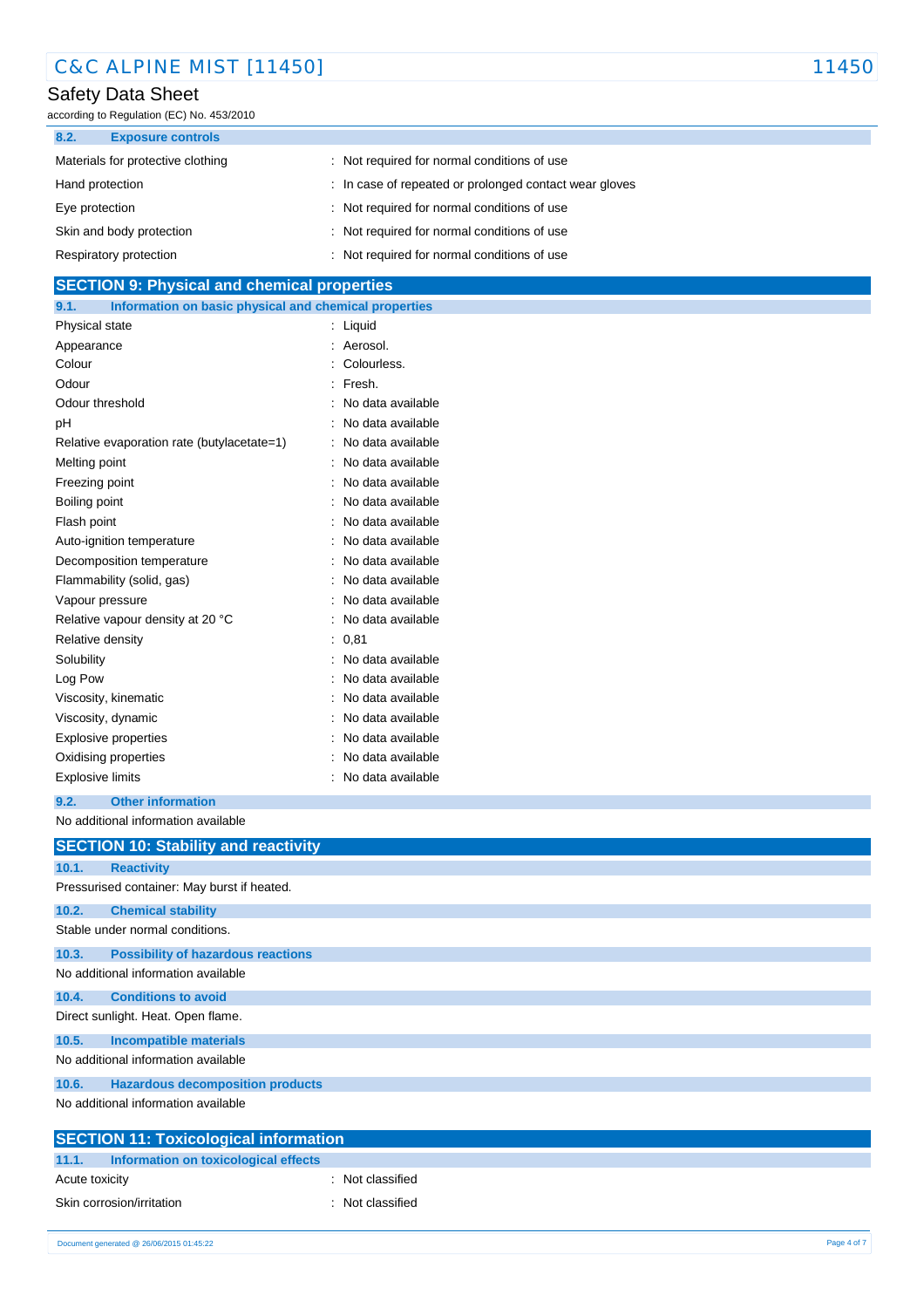### 8.2. Exposure controls

| | |
|---|---|
| Materials for protective clothing | : Not required for normal conditions of use |
| Hand protection | : In case of repeated or prolonged contact wear gloves |
| Eye protection | : Not required for normal conditions of use |
| Skin and body protection | : Not required for normal conditions of use |
| Respiratory protection | : Not required for normal conditions of use |

## SECTION 9: Physical and chemical properties

### 9.1. Information on basic physical and chemical properties

| | |
|---|---|
| Physical state | : Liquid |
| Appearance | : Aerosol. |
| Colour | : Colourless. |
| Odour | : Fresh. |
| Odour threshold | : No data available |
| pH | : No data available |
| Relative evaporation rate (butylacetate=1) | : No data available |
| Melting point | : No data available |
| Freezing point | : No data available |
| Boiling point | : No data available |
| Flash point | : No data available |
| Auto-ignition temperature | : No data available |
| Decomposition temperature | : No data available |
| Flammability (solid, gas) | : No data available |
| Vapour pressure | : No data available |
| Relative vapour density at 20 °C | : No data available |
| Relative density | : 0,81 |
| Solubility | : No data available |
| Log Pow | : No data available |
| Viscosity, kinematic | : No data available |
| Viscosity, dynamic | : No data available |
| Explosive properties | : No data available |
| Oxidising properties | : No data available |
| Explosive limits | : No data available |

### 9.2. Other information

No additional information available

## SECTION 10: Stability and reactivity

### 10.1. Reactivity

Pressurised container: May burst if heated.

### 10.2. Chemical stability

Stable under normal conditions.

### 10.3. Possibility of hazardous reactions

No additional information available

### 10.4. Conditions to avoid

Direct sunlight. Heat. Open flame.

### 10.5. Incompatible materials

No additional information available

### 10.6. Hazardous decomposition products

No additional information available

## SECTION 11: Toxicological information

### 11.1. Information on toxicological effects

| | |
|---|---|
| Acute toxicity | : Not classified |
| Skin corrosion/irritation | : Not classified |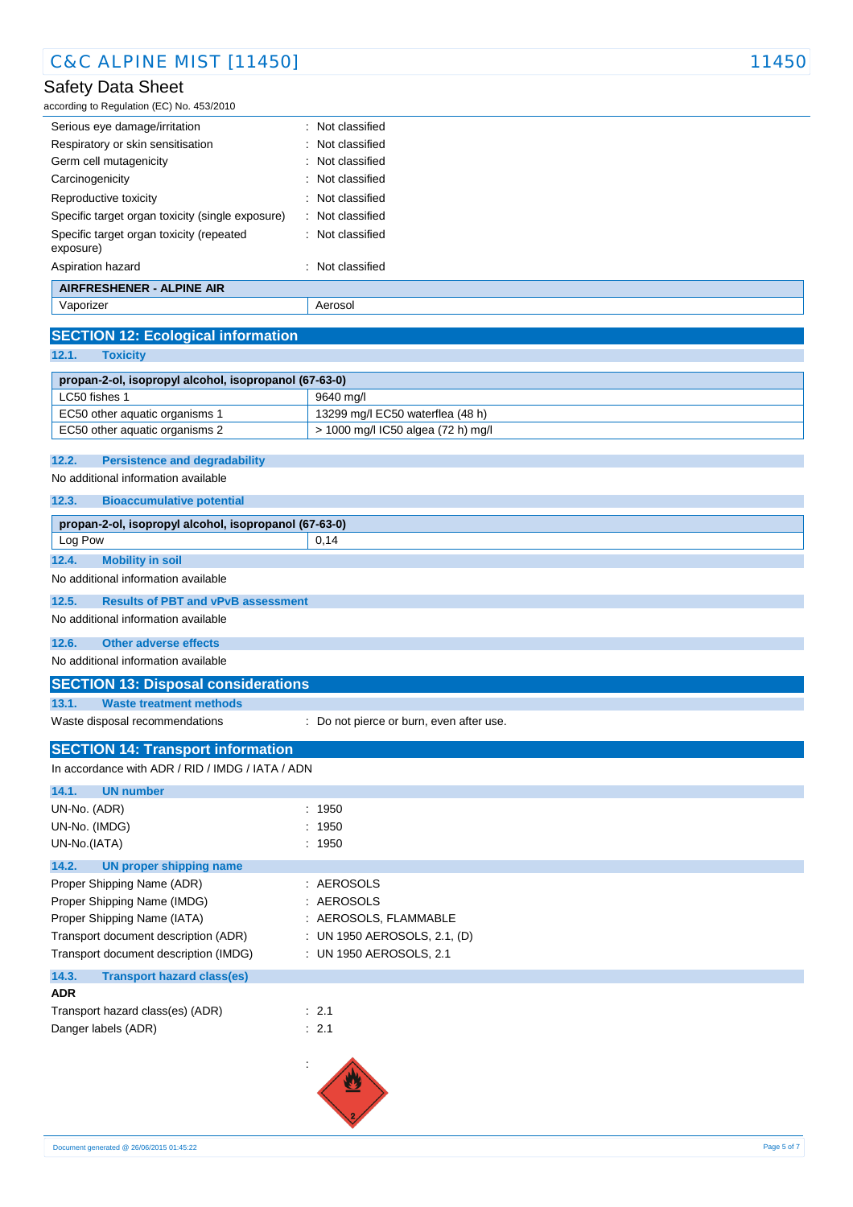| | |
|---|---|
| Serious eye damage/irritation | : Not classified |
| Respiratory or skin sensitisation | : Not classified |
| Germ cell mutagenicity | : Not classified |
| Carcinogenicity | : Not classified |
| Reproductive toxicity | : Not classified |
| Specific target organ toxicity (single exposure) | : Not classified |
| Specific target organ toxicity (repeated exposure) | : Not classified |
| Aspiration hazard | : Not classified |

| AIRFRESHENER - ALPINE AIR | |
|---|---|
| Vaporizer | Aerosol |

## SECTION 12: Ecological information

### 12.1. Toxicity

| propan-2-ol, isopropyl alcohol, isopropanol (67-63-0) | |
|---|---|
| LC50 fishes 1 | 9640 mg/l |
| EC50 other aquatic organisms 1 | 13299 mg/l EC50 waterflea (48 h) |
| EC50 other aquatic organisms 2 | > 1000 mg/l IC50 algea (72 h) mg/l |

### 12.2. Persistence and degradability

No additional information available

### 12.3. Bioaccumulative potential

| propan-2-ol, isopropyl alcohol, isopropanol (67-63-0) | |
|---|---|
| Log Pow | 0,14 |

### 12.4. Mobility in soil

No additional information available

### 12.5. Results of PBT and vPvB assessment

No additional information available

### 12.6. Other adverse effects

No additional information available

## SECTION 13: Disposal considerations

### 13.1. Waste treatment methods

Waste disposal recommendations : Do not pierce or burn, even after use.

## SECTION 14: Transport information

In accordance with ADR / RID / IMDG / IATA / ADN

### 14.1. UN number

| | |
|---|---|
| UN-No. (ADR) | : 1950 |
| UN-No. (IMDG) | : 1950 |
| UN-No.(IATA) | : 1950 |

### 14.2. UN proper shipping name

| | |
|---|---|
| Proper Shipping Name (ADR) | : AEROSOLS |
| Proper Shipping Name (IMDG) | : AEROSOLS |
| Proper Shipping Name (IATA) | : AEROSOLS, FLAMMABLE |
| Transport document description (ADR) | : UN 1950 AEROSOLS, 2.1, (D) |
| Transport document description (IMDG) | : UN 1950 AEROSOLS, 2.1 |

### 14.3. Transport hazard class(es)

**ADR**

| | |
|---|---|
| Transport hazard class(es) (ADR) | : 2.1 |
| Danger labels (ADR) | : 2.1 |

: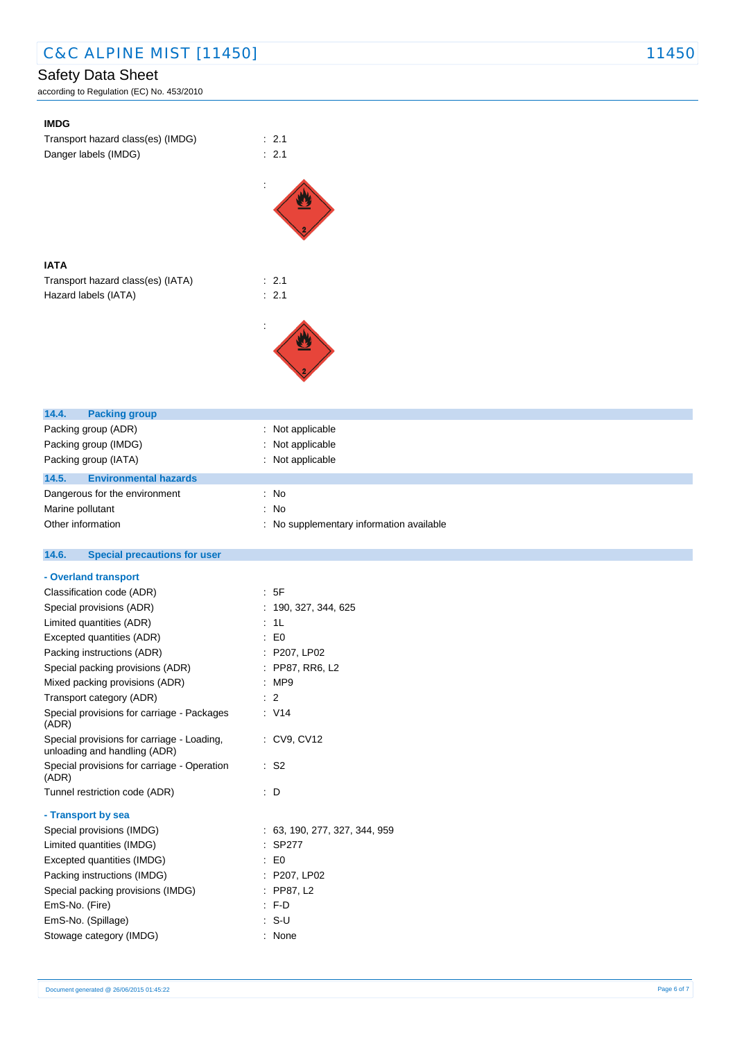**IMDG**

Transport hazard class(es) (IMDG) : 2.1

Danger labels (IMDG) : 2.1

:

**IATA**

Transport hazard class(es) (IATA) : 2.1

Hazard labels (IATA) : 2.1

:

### 14.4. Packing group

| | |
|---|---|
| Packing group (ADR) | : Not applicable |
| Packing group (IMDG) | : Not applicable |
| Packing group (IATA) | : Not applicable |

### 14.5. Environmental hazards

| | |
|---|---|
| Dangerous for the environment | : No |
| Marine pollutant | : No |
| Other information | : No supplementary information available |

### 14.6. Special precautions for user

**- Overland transport**

| | |
|---|---|
| Classification code (ADR) | : 5F |
| Special provisions (ADR) | : 190, 327, 344, 625 |
| Limited quantities (ADR) | : 1L |
| Excepted quantities (ADR) | : E0 |
| Packing instructions (ADR) | : P207, LP02 |
| Special packing provisions (ADR) | : PP87, RR6, L2 |
| Mixed packing provisions (ADR) | : MP9 |
| Transport category (ADR) | : 2 |
| Special provisions for carriage - Packages (ADR) | : V14 |
| Special provisions for carriage - Loading, unloading and handling (ADR) | : CV9, CV12 |
| Special provisions for carriage - Operation (ADR) | : S2 |
| Tunnel restriction code (ADR) | : D |

**- Transport by sea**

| | |
|---|---|
| Special provisions (IMDG) | : 63, 190, 277, 327, 344, 959 |
| Limited quantities (IMDG) | : SP277 |
| Excepted quantities (IMDG) | : E0 |
| Packing instructions (IMDG) | : P207, LP02 |
| Special packing provisions (IMDG) | : PP87, L2 |
| EmS-No. (Fire) | : F-D |
| EmS-No. (Spillage) | : S-U |
| Stowage category (IMDG) | : None |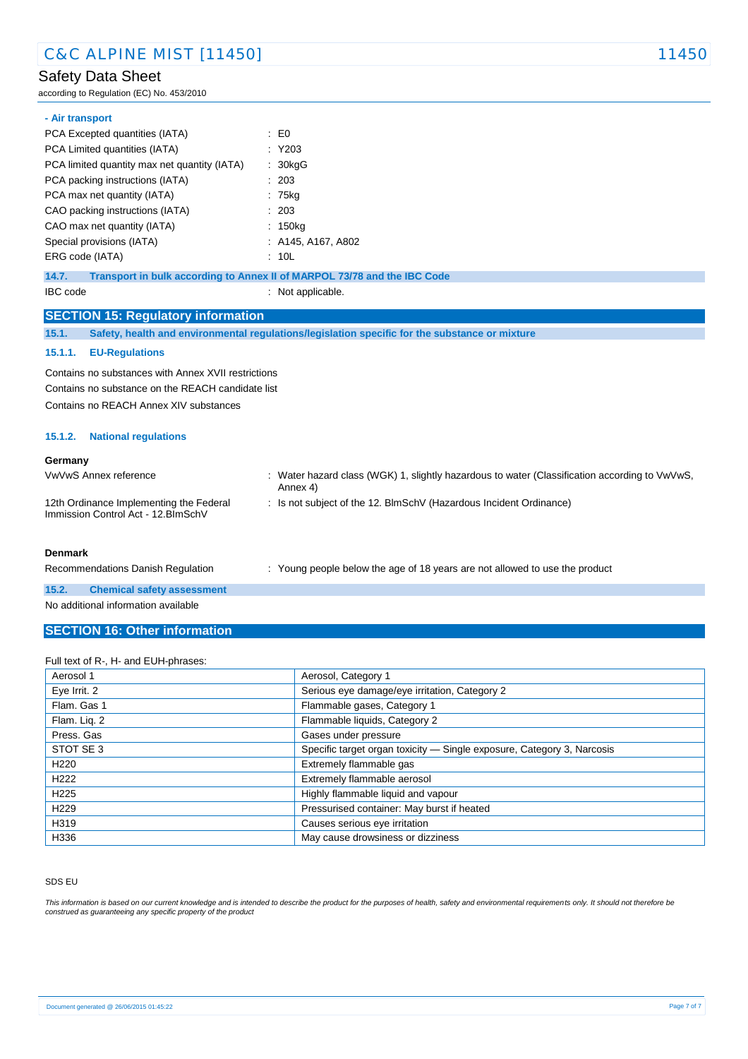**- Air transport**

| | |
|---|---|
| PCA Excepted quantities (IATA) | : E0 |
| PCA Limited quantities (IATA) | : Y203 |
| PCA limited quantity max net quantity (IATA) | : 30kgG |
| PCA packing instructions (IATA) | : 203 |
| PCA max net quantity (IATA) | : 75kg |
| CAO packing instructions (IATA) | : 203 |
| CAO max net quantity (IATA) | : 150kg |
| Special provisions (IATA) | : A145, A167, A802 |
| ERG code (IATA) | : 10L |

### 14.7. Transport in bulk according to Annex II of MARPOL 73/78 and the IBC Code

IBC code : Not applicable.

## SECTION 15: Regulatory information

### 15.1. Safety, health and environmental regulations/legislation specific for the substance or mixture

#### 15.1.1. EU-Regulations

Contains no substances with Annex XVII restrictions

Contains no substance on the REACH candidate list

Contains no REACH Annex XIV substances

#### 15.1.2. National regulations

**Germany**

| | |
|---|---|
| VwVwS Annex reference | : Water hazard class (WGK) 1, slightly hazardous to water (Classification according to VwVwS, Annex 4) |
| 12th Ordinance Implementing the Federal Immission Control Act - 12.BImSchV | : Is not subject of the 12. BlmSchV (Hazardous Incident Ordinance) |

**Denmark**

| | |
|---|---|
| Recommendations Danish Regulation | : Young people below the age of 18 years are not allowed to use the product |

### 15.2. Chemical safety assessment

No additional information available

## SECTION 16: Other information

Full text of R-, H- and EUH-phrases:

| | |
|---|---|
| Aerosol 1 | Aerosol, Category 1 |
| Eye Irrit. 2 | Serious eye damage/eye irritation, Category 2 |
| Flam. Gas 1 | Flammable gases, Category 1 |
| Flam. Liq. 2 | Flammable liquids, Category 2 |
| Press. Gas | Gases under pressure |
| STOT SE 3 | Specific target organ toxicity — Single exposure, Category 3, Narcosis |
| H220 | Extremely flammable gas |
| H222 | Extremely flammable aerosol |
| H225 | Highly flammable liquid and vapour |
| H229 | Pressurised container: May burst if heated |
| H319 | Causes serious eye irritation |
| H336 | May cause drowsiness or dizziness |

SDS EU

*This information is based on our current knowledge and is intended to describe the product for the purposes of health, safety and environmental requirements only. It should not therefore be construed as guaranteeing any specific property of the product*